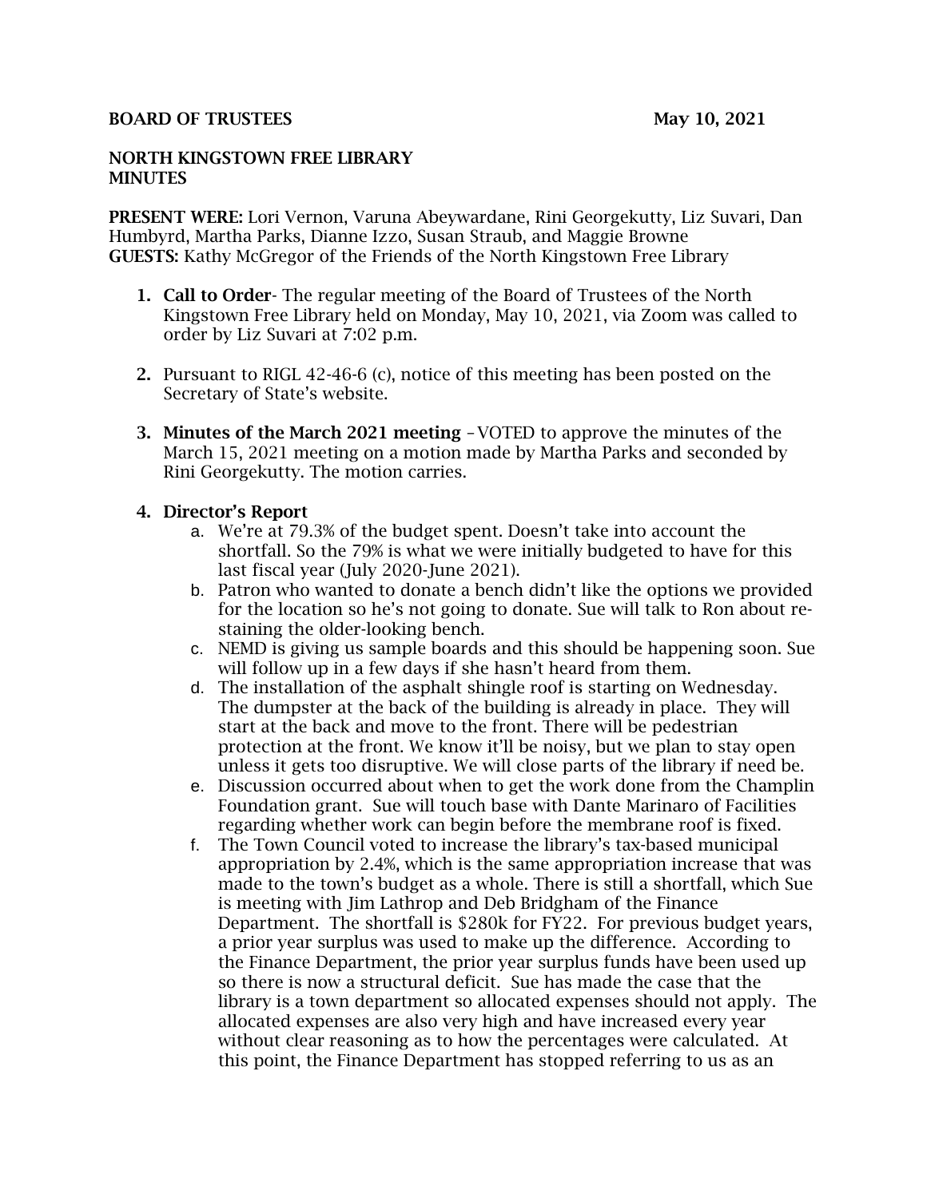**BOARD OF TRUSTEES** **May 10, 2021**

**NORTH KINGSTOWN FREE LIBRARY**
**MINUTES**

**PRESENT WERE:** Lori Vernon, Varuna Abeywardane, Rini Georgekutty, Liz Suvari, Dan Humbyrd, Martha Parks, Dianne Izzo, Susan Straub, and Maggie Browne
**GUESTS:** Kathy McGregor of the Friends of the North Kingstown Free Library

1. **Call to Order**- The regular meeting of the Board of Trustees of the North Kingstown Free Library held on Monday, May 10, 2021, via Zoom was called to order by Liz Suvari at 7:02 p.m.

2. Pursuant to RIGL 42-46-6 (c), notice of this meeting has been posted on the Secretary of State's website.

3. **Minutes of the March 2021 meeting** –VOTED to approve the minutes of the March 15, 2021 meeting on a motion made by Martha Parks and seconded by Rini Georgekutty. The motion carries.

4. **Director's Report**
   a. We're at 79.3% of the budget spent. Doesn't take into account the shortfall. So the 79% is what we were initially budgeted to have for this last fiscal year (July 2020-June 2021).
   b. Patron who wanted to donate a bench didn't like the options we provided for the location so he's not going to donate. Sue will talk to Ron about re-staining the older-looking bench.
   c. NEMD is giving us sample boards and this should be happening soon. Sue will follow up in a few days if she hasn't heard from them.
   d. The installation of the asphalt shingle roof is starting on Wednesday. The dumpster at the back of the building is already in place. They will start at the back and move to the front. There will be pedestrian protection at the front. We know it'll be noisy, but we plan to stay open unless it gets too disruptive. We will close parts of the library if need be.
   e. Discussion occurred about when to get the work done from the Champlin Foundation grant. Sue will touch base with Dante Marinaro of Facilities regarding whether work can begin before the membrane roof is fixed.
   f. The Town Council voted to increase the library's tax-based municipal appropriation by 2.4%, which is the same appropriation increase that was made to the town's budget as a whole. There is still a shortfall, which Sue is meeting with Jim Lathrop and Deb Bridgham of the Finance Department. The shortfall is $280k for FY22. For previous budget years, a prior year surplus was used to make up the difference. According to the Finance Department, the prior year surplus funds have been used up so there is now a structural deficit. Sue has made the case that the library is a town department so allocated expenses should not apply. The allocated expenses are also very high and have increased every year without clear reasoning as to how the percentages were calculated. At this point, the Finance Department has stopped referring to us as an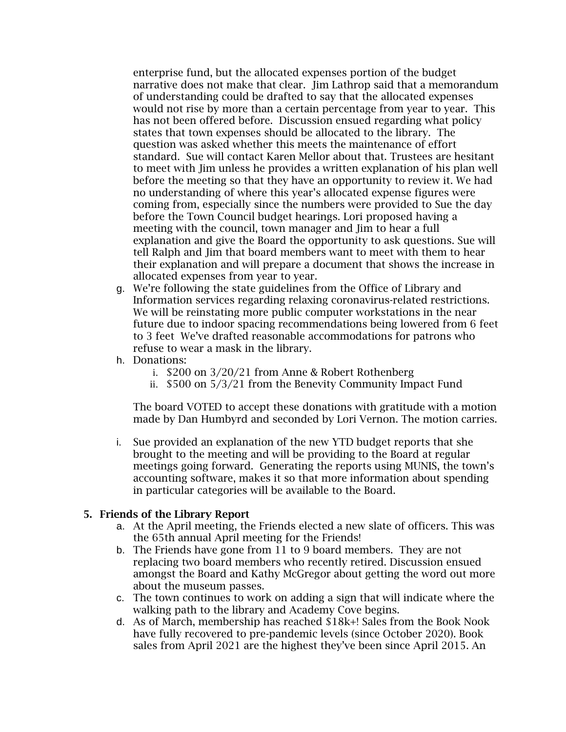enterprise fund, but the allocated expenses portion of the budget narrative does not make that clear. Jim Lathrop said that a memorandum of understanding could be drafted to say that the allocated expenses would not rise by more than a certain percentage from year to year. This has not been offered before. Discussion ensued regarding what policy states that town expenses should be allocated to the library. The question was asked whether this meets the maintenance of effort standard. Sue will contact Karen Mellor about that. Trustees are hesitant to meet with Jim unless he provides a written explanation of his plan well before the meeting so that they have an opportunity to review it. We had no understanding of where this year's allocated expense figures were coming from, especially since the numbers were provided to Sue the day before the Town Council budget hearings. Lori proposed having a meeting with the council, town manager and Jim to hear a full explanation and give the Board the opportunity to ask questions. Sue will tell Ralph and Jim that board members want to meet with them to hear their explanation and will prepare a document that shows the increase in allocated expenses from year to year.

g. We're following the state guidelines from the Office of Library and Information services regarding relaxing coronavirus-related restrictions. We will be reinstating more public computer workstations in the near future due to indoor spacing recommendations being lowered from 6 feet to 3 feet We've drafted reasonable accommodations for patrons who refuse to wear a mask in the library.

h. Donations:
   i. $200 on 3/20/21 from Anne & Robert Rothenberg
   ii. $500 on 5/3/21 from the Benevity Community Impact Fund

   The board VOTED to accept these donations with gratitude with a motion made by Dan Humbyrd and seconded by Lori Vernon. The motion carries.

i. Sue provided an explanation of the new YTD budget reports that she brought to the meeting and will be providing to the Board at regular meetings going forward. Generating the reports using MUNIS, the town's accounting software, makes it so that more information about spending in particular categories will be available to the Board.

**5. Friends of the Library Report**

a. At the April meeting, the Friends elected a new slate of officers. This was the 65th annual April meeting for the Friends!

b. The Friends have gone from 11 to 9 board members. They are not replacing two board members who recently retired. Discussion ensued amongst the Board and Kathy McGregor about getting the word out more about the museum passes.

c. The town continues to work on adding a sign that will indicate where the walking path to the library and Academy Cove begins.

d. As of March, membership has reached $18k+! Sales from the Book Nook have fully recovered to pre-pandemic levels (since October 2020). Book sales from April 2021 are the highest they've been since April 2015. An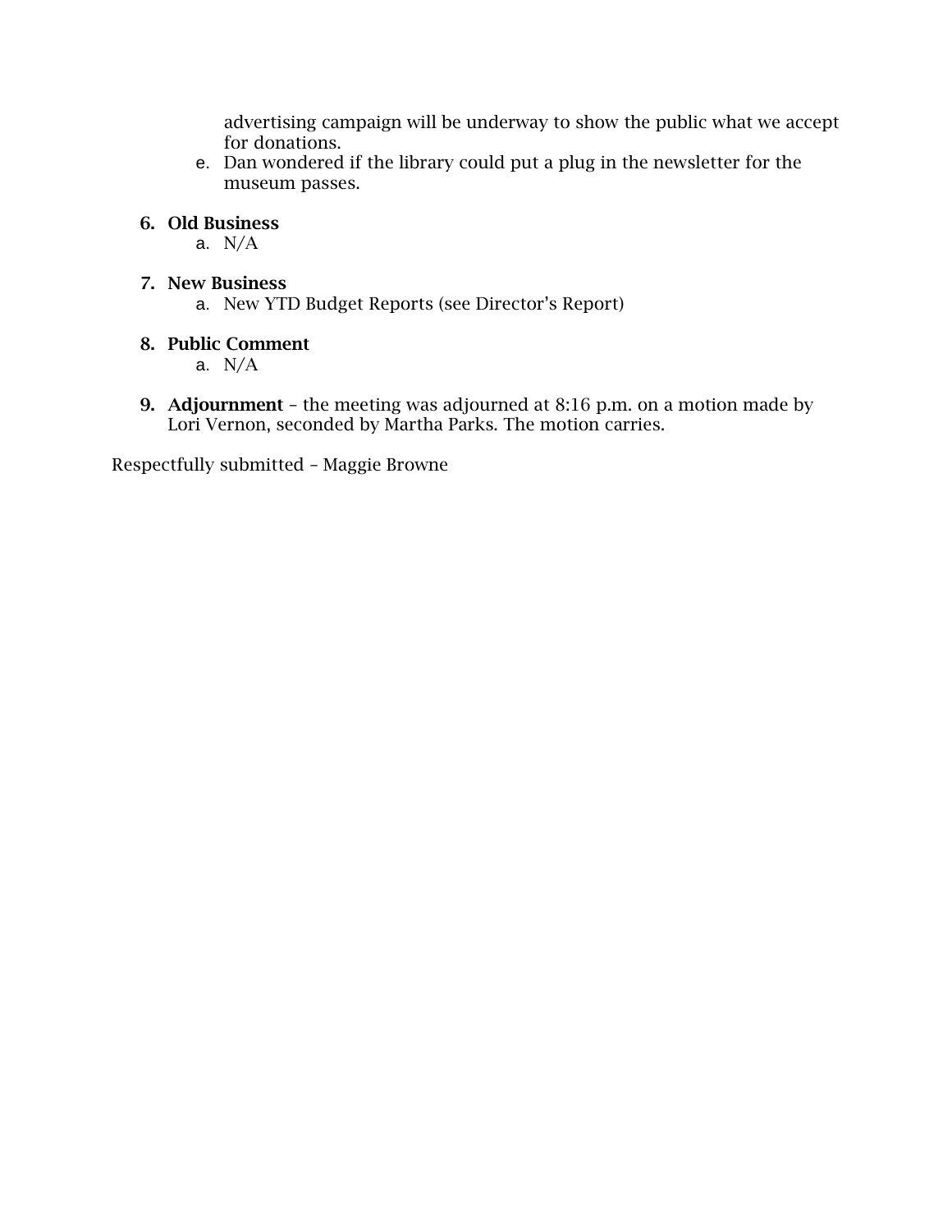advertising campaign will be underway to show the public what we accept for donations.
   e. Dan wondered if the library could put a plug in the newsletter for the museum passes.

6. **Old Business**
   a. N/A

7. **New Business**
   a. New YTD Budget Reports (see Director's Report)

8. **Public Comment**
   a. N/A

9. **Adjournment** – the meeting was adjourned at 8:16 p.m. on a motion made by Lori Vernon, seconded by Martha Parks. The motion carries.

Respectfully submitted – Maggie Browne